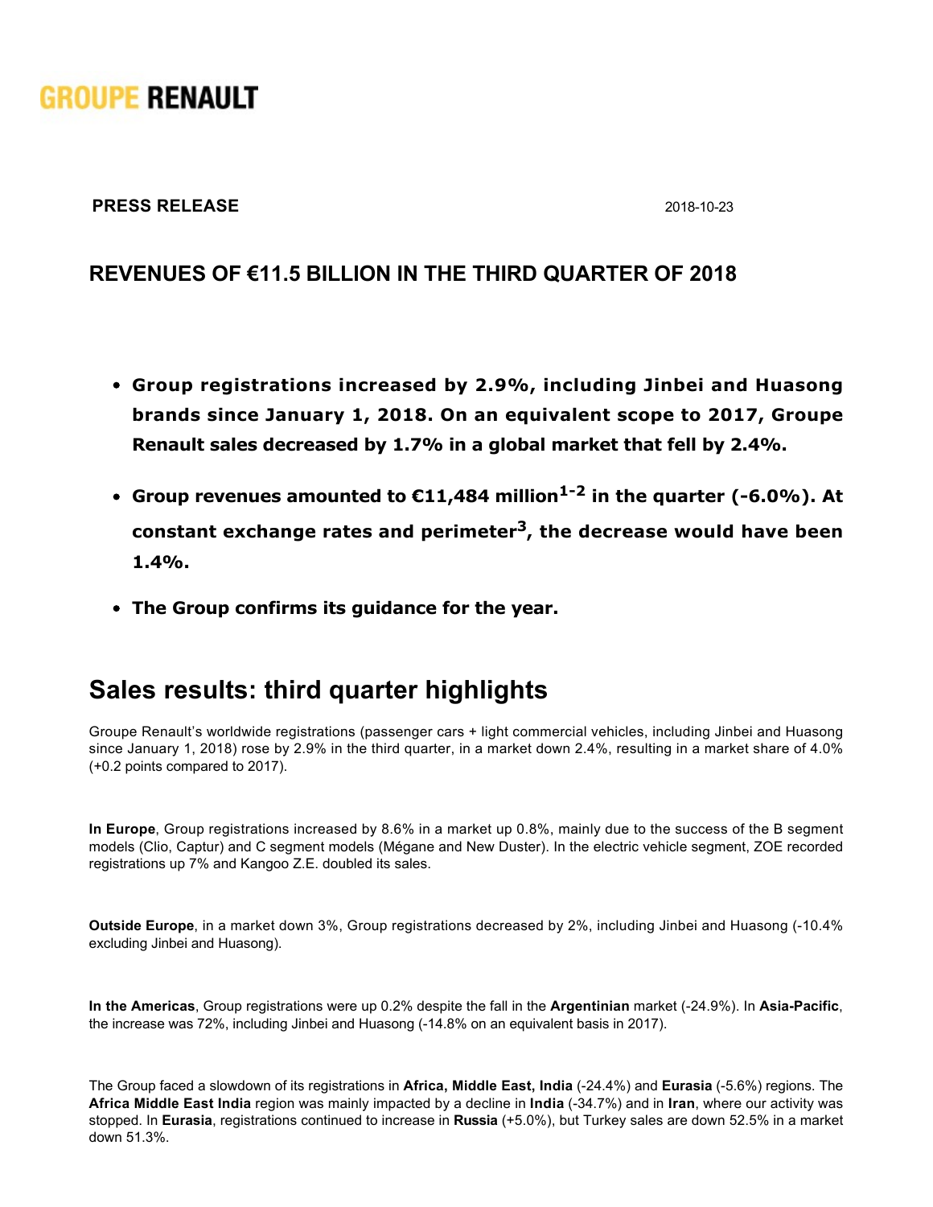GROUPE RENAULT

**PRESS RELEASE**

2018-10-23

## REVENUES OF €11.5 BILLION IN THE THIRD QUARTER OF 2018

- **Group registrations increased by 2.9%, including Jinbei and Huasong brands since January 1, 2018. On an equivalent scope to 2017, Groupe Renault sales decreased by 1.7% in a global market that fell by 2.4%.**
- **Group revenues amounted to €11,484 million[1-2] in the quarter (-6.0%). At constant exchange rates and perimeter[3], the decrease would have been 1.4%.**
- **The Group confirms its guidance for the year.**

# Sales results: third quarter highlights

Groupe Renault's worldwide registrations (passenger cars + light commercial vehicles, including Jinbei and Huasong since January 1, 2018) rose by 2.9% in the third quarter, in a market down 2.4%, resulting in a market share of 4.0% (+0.2 points compared to 2017).

**In Europe**, Group registrations increased by 8.6% in a market up 0.8%, mainly due to the success of the B segment models (Clio, Captur) and C segment models (Mégane and New Duster). In the electric vehicle segment, ZOE recorded registrations up 7% and Kangoo Z.E. doubled its sales.

**Outside Europe**, in a market down 3%, Group registrations decreased by 2%, including Jinbei and Huasong (-10.4% excluding Jinbei and Huasong).

**In the Americas**, Group registrations were up 0.2% despite the fall in the **Argentinian** market (-24.9%). In **Asia-Pacific**, the increase was 72%, including Jinbei and Huasong (-14.8% on an equivalent basis in 2017).

The Group faced a slowdown of its registrations in **Africa, Middle East, India** (-24.4%) and **Eurasia** (-5.6%) regions. The **Africa Middle East India** region was mainly impacted by a decline in **India** (-34.7%) and in **Iran**, where our activity was stopped. In **Eurasia**, registrations continued to increase in **Russia** (+5.0%), but Turkey sales are down 52.5% in a market down 51.3%.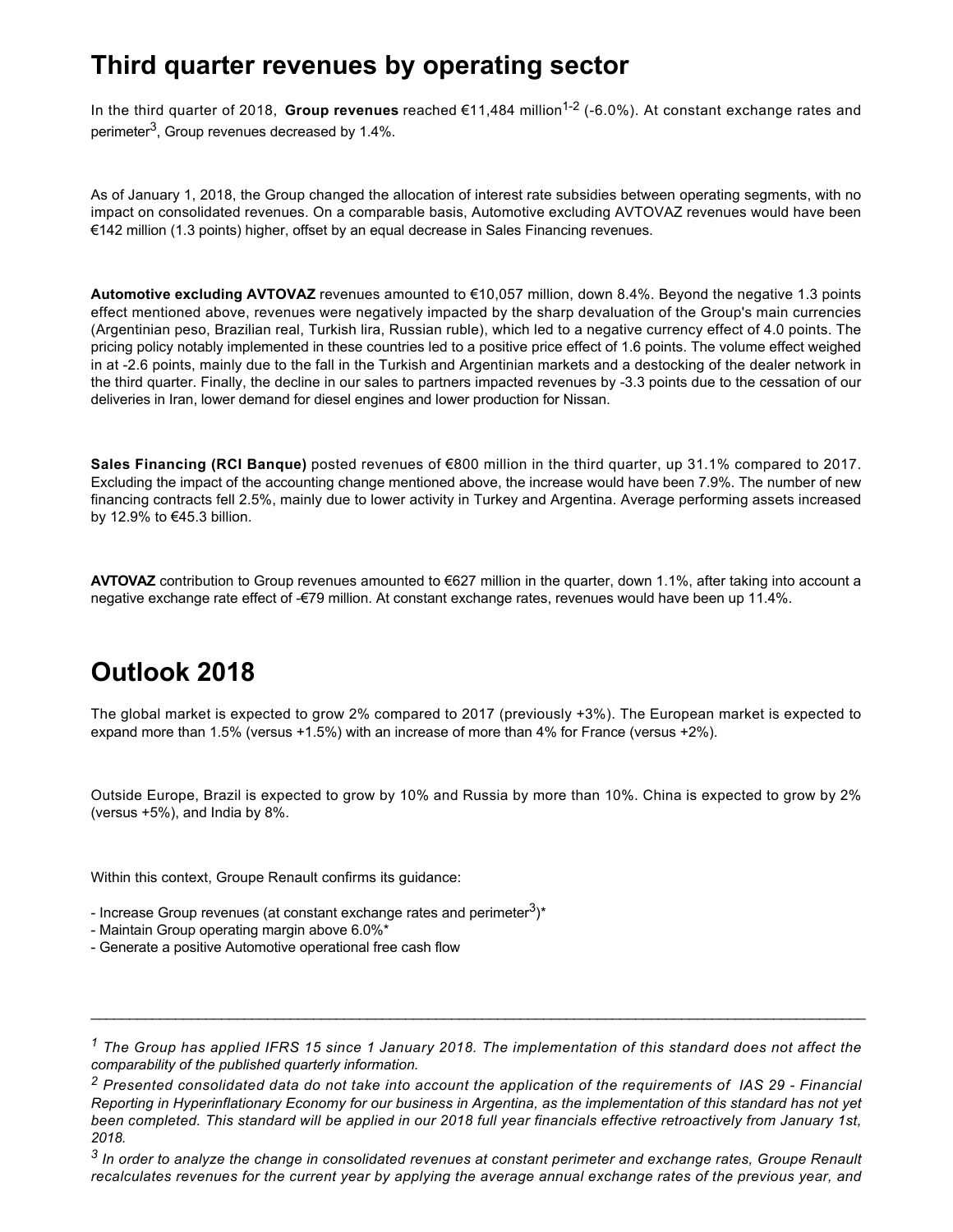## Third quarter revenues by operating sector

In the third quarter of 2018, **Group revenues** reached €11,484 million[1-2] (-6.0%). At constant exchange rates and perimeter[3], Group revenues decreased by 1.4%.

As of January 1, 2018, the Group changed the allocation of interest rate subsidies between operating segments, with no impact on consolidated revenues. On a comparable basis, Automotive excluding AVTOVAZ revenues would have been €142 million (1.3 points) higher, offset by an equal decrease in Sales Financing revenues.

**Automotive excluding AVTOVAZ** revenues amounted to €10,057 million, down 8.4%. Beyond the negative 1.3 points effect mentioned above, revenues were negatively impacted by the sharp devaluation of the Group's main currencies (Argentinian peso, Brazilian real, Turkish lira, Russian ruble), which led to a negative currency effect of 4.0 points. The pricing policy notably implemented in these countries led to a positive price effect of 1.6 points. The volume effect weighed in at -2.6 points, mainly due to the fall in the Turkish and Argentinian markets and a destocking of the dealer network in the third quarter. Finally, the decline in our sales to partners impacted revenues by -3.3 points due to the cessation of our deliveries in Iran, lower demand for diesel engines and lower production for Nissan.

**Sales Financing (RCI Banque)** posted revenues of €800 million in the third quarter, up 31.1% compared to 2017. Excluding the impact of the accounting change mentioned above, the increase would have been 7.9%. The number of new financing contracts fell 2.5%, mainly due to lower activity in Turkey and Argentina. Average performing assets increased by 12.9% to €45.3 billion.

**AVTOVAZ** contribution to Group revenues amounted to €627 million in the quarter, down 1.1%, after taking into account a negative exchange rate effect of -€79 million. At constant exchange rates, revenues would have been up 11.4%.

## Outlook 2018

The global market is expected to grow 2% compared to 2017 (previously +3%). The European market is expected to expand more than 1.5% (versus +1.5%) with an increase of more than 4% for France (versus +2%).

Outside Europe, Brazil is expected to grow by 10% and Russia by more than 10%. China is expected to grow by 2% (versus +5%), and India by 8%.

Within this context, Groupe Renault confirms its guidance:

- Increase Group revenues (at constant exchange rates and perimeter[3])*
- Maintain Group operating margin above 6.0%*
- Generate a positive Automotive operational free cash flow

---

[1] *The Group has applied IFRS 15 since 1 January 2018. The implementation of this standard does not affect the comparability of the published quarterly information.*

[2] *Presented consolidated data do not take into account the application of the requirements of IAS 29 - Financial Reporting in Hyperinflationary Economy for our business in Argentina, as the implementation of this standard has not yet been completed. This standard will be applied in our 2018 full year financials effective retroactively from January 1st, 2018.*

[3] *In order to analyze the change in consolidated revenues at constant perimeter and exchange rates, Groupe Renault recalculates revenues for the current year by applying the average annual exchange rates of the previous year, and*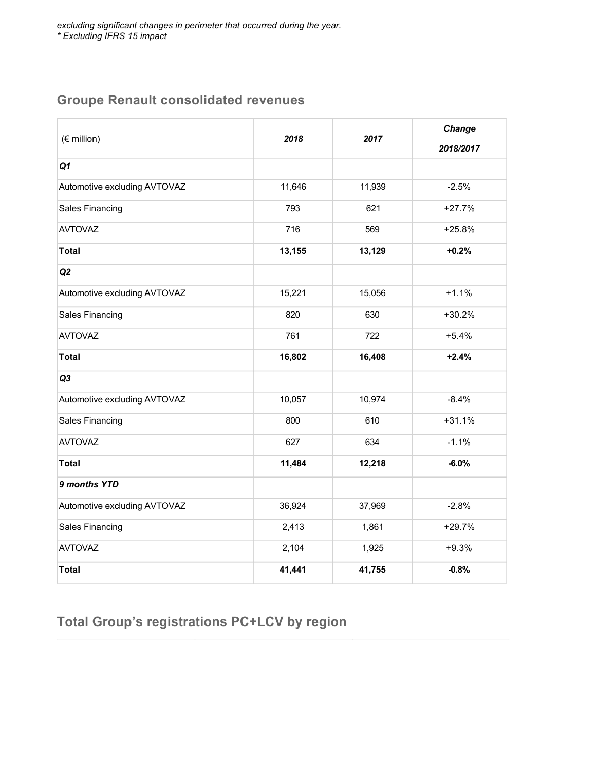*excluding significant changes in perimeter that occurred during the year.*
*\* Excluding IFRS 15 impact*

## Groupe Renault consolidated revenues

| (€ million) | ***2018*** | *2017* | ***Change 2018/2017*** |
|---|---|---|---|
| ***Q1*** | | | |
| Automotive excluding AVTOVAZ | 11,646 | 11,939 | -2.5% |
| Sales Financing | 793 | 621 | +27.7% |
| AVTOVAZ | 716 | 569 | +25.8% |
| **Total** | **13,155** | **13,129** | **+0.2%** |
| ***Q2*** | | | |
| Automotive excluding AVTOVAZ | 15,221 | 15,056 | +1.1% |
| Sales Financing | 820 | 630 | +30.2% |
| AVTOVAZ | 761 | 722 | +5.4% |
| **Total** | **16,802** | **16,408** | **+2.4%** |
| ***Q3*** | | | |
| Automotive excluding AVTOVAZ | 10,057 | 10,974 | -8.4% |
| Sales Financing | 800 | 610 | +31.1% |
| AVTOVAZ | 627 | 634 | -1.1% |
| **Total** | **11,484** | **12,218** | **-6.0%** |
| ***9 months YTD*** | | | |
| Automotive excluding AVTOVAZ | 36,924 | 37,969 | -2.8% |
| Sales Financing | 2,413 | 1,861 | +29.7% |
| AVTOVAZ | 2,104 | 1,925 | +9.3% |
| **Total** | **41,441** | **41,755** | **-0.8%** |

## Total Group's registrations PC+LCV by region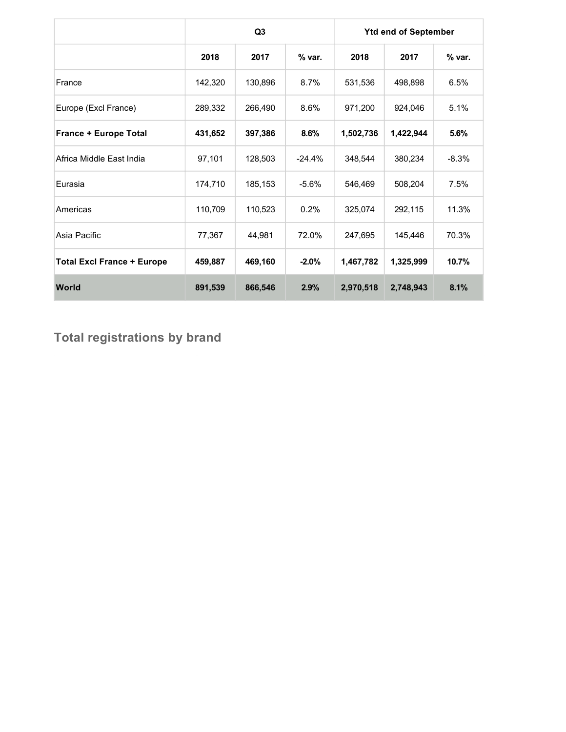| | Q3 | | | Ytd end of September | | |
|---|---|---|---|---|---|---|
| | 2018 | 2017 | % var. | 2018 | 2017 | % var. |
| France | 142,320 | 130,896 | 8.7% | 531,536 | 498,898 | 6.5% |
| Europe (Excl France) | 289,332 | 266,490 | 8.6% | 971,200 | 924,046 | 5.1% |
| **France + Europe Total** | **431,652** | **397,386** | **8.6%** | **1,502,736** | **1,422,944** | **5.6%** |
| Africa Middle East India | 97,101 | 128,503 | -24.4% | 348,544 | 380,234 | -8.3% |
| Eurasia | 174,710 | 185,153 | -5.6% | 546,469 | 508,204 | 7.5% |
| Americas | 110,709 | 110,523 | 0.2% | 325,074 | 292,115 | 11.3% |
| Asia Pacific | 77,367 | 44,981 | 72.0% | 247,695 | 145,446 | 70.3% |
| **Total Excl France + Europe** | **459,887** | **469,160** | **-2.0%** | **1,467,782** | **1,325,999** | **10.7%** |
| **World** | **891,539** | **866,546** | **2.9%** | **2,970,518** | **2,748,943** | **8.1%** |

## Total registrations by brand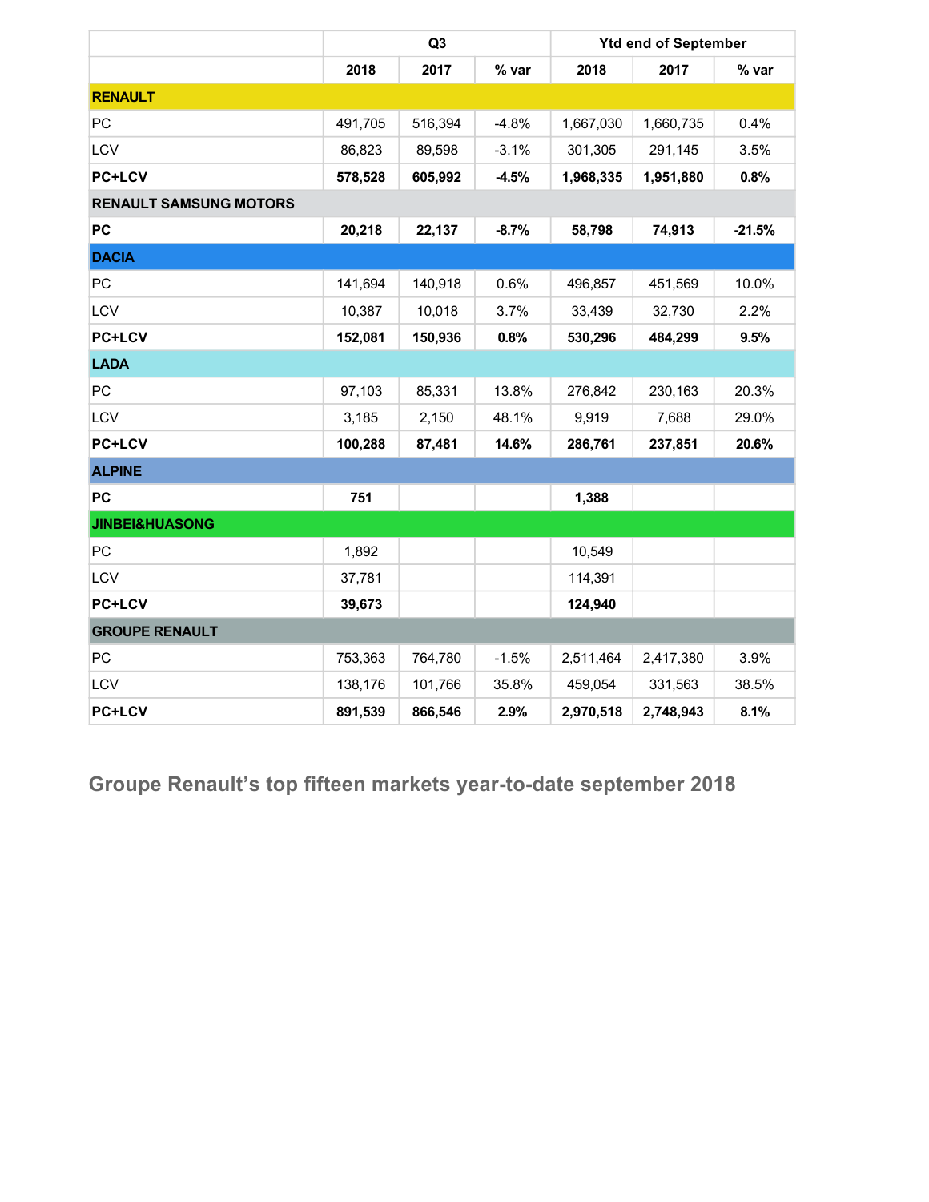| | Q3 | | | Ytd end of September | | |
|---|---|---|---|---|---|---|
| | 2018 | 2017 | % var | 2018 | 2017 | % var |
| **RENAULT** | | | | | | |
| PC | 491,705 | 516,394 | -4.8% | 1,667,030 | 1,660,735 | 0.4% |
| LCV | 86,823 | 89,598 | -3.1% | 301,305 | 291,145 | 3.5% |
| **PC+LCV** | **578,528** | **605,992** | **-4.5%** | **1,968,335** | **1,951,880** | **0.8%** |
| **RENAULT SAMSUNG MOTORS** | | | | | | |
| **PC** | **20,218** | **22,137** | **-8.7%** | **58,798** | **74,913** | **-21.5%** |
| **DACIA** | | | | | | |
| PC | 141,694 | 140,918 | 0.6% | 496,857 | 451,569 | 10.0% |
| LCV | 10,387 | 10,018 | 3.7% | 33,439 | 32,730 | 2.2% |
| **PC+LCV** | **152,081** | **150,936** | **0.8%** | **530,296** | **484,299** | **9.5%** |
| **LADA** | | | | | | |
| PC | 97,103 | 85,331 | 13.8% | 276,842 | 230,163 | 20.3% |
| LCV | 3,185 | 2,150 | 48.1% | 9,919 | 7,688 | 29.0% |
| **PC+LCV** | **100,288** | **87,481** | **14.6%** | **286,761** | **237,851** | **20.6%** |
| **ALPINE** | | | | | | |
| **PC** | **751** | | | **1,388** | | |
| **JINBEI&HUASONG** | | | | | | |
| PC | 1,892 | | | 10,549 | | |
| LCV | 37,781 | | | 114,391 | | |
| **PC+LCV** | **39,673** | | | **124,940** | | |
| **GROUPE RENAULT** | | | | | | |
| PC | 753,363 | 764,780 | -1.5% | 2,511,464 | 2,417,380 | 3.9% |
| LCV | 138,176 | 101,766 | 35.8% | 459,054 | 331,563 | 38.5% |
| **PC+LCV** | **891,539** | **866,546** | **2.9%** | **2,970,518** | **2,748,943** | **8.1%** |

## Groupe Renault's top fifteen markets year-to-date september 2018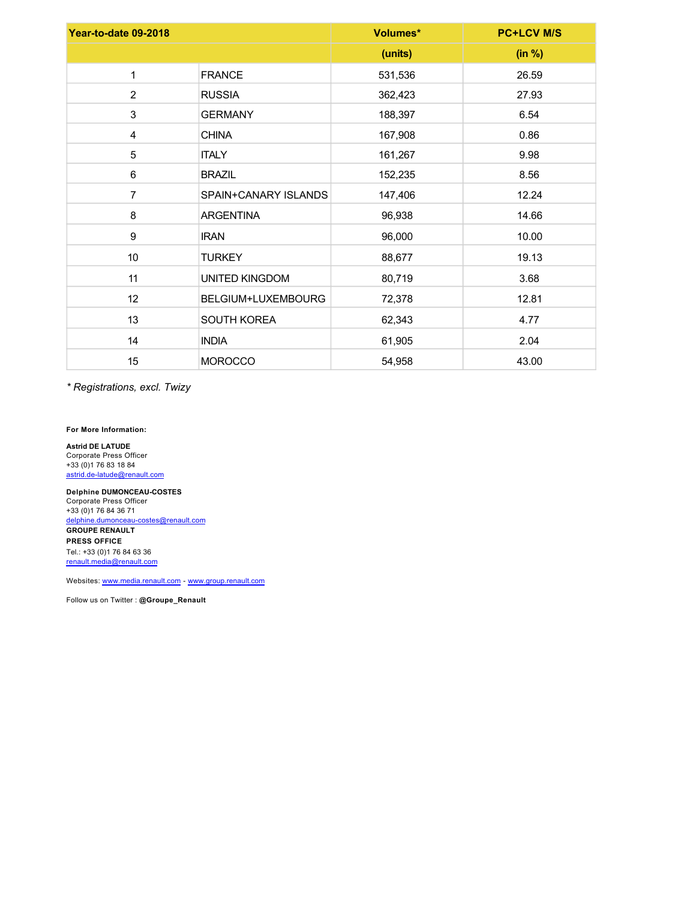| Year-to-date 09-2018 | | Volumes* | PC+LCV M/S |
|---|---|---|---|
| | | (units) | (in %) |
| 1 | FRANCE | 531,536 | 26.59 |
| 2 | RUSSIA | 362,423 | 27.93 |
| 3 | GERMANY | 188,397 | 6.54 |
| 4 | CHINA | 167,908 | 0.86 |
| 5 | ITALY | 161,267 | 9.98 |
| 6 | BRAZIL | 152,235 | 8.56 |
| 7 | SPAIN+CANARY ISLANDS | 147,406 | 12.24 |
| 8 | ARGENTINA | 96,938 | 14.66 |
| 9 | IRAN | 96,000 | 10.00 |
| 10 | TURKEY | 88,677 | 19.13 |
| 11 | UNITED KINGDOM | 80,719 | 3.68 |
| 12 | BELGIUM+LUXEMBOURG | 72,378 | 12.81 |
| 13 | SOUTH KOREA | 62,343 | 4.77 |
| 14 | INDIA | 61,905 | 2.04 |
| 15 | MOROCCO | 54,958 | 43.00 |

*\* Registrations, excl. Twizy*

**For More Information:**

**Astrid DE LATUDE**
Corporate Press Officer
+33 (0)1 76 83 18 84
astrid.de-latude@renault.com

**Delphine DUMONCEAU-COSTES**
Corporate Press Officer
+33 (0)1 76 84 36 71
delphine.dumonceau-costes@renault.com
**GROUPE RENAULT**
**PRESS OFFICE**
Tel.: +33 (0)1 76 84 63 36
renault.media@renault.com

Websites: www.media.renault.com - www.group.renault.com

Follow us on Twitter : **@Groupe_Renault**